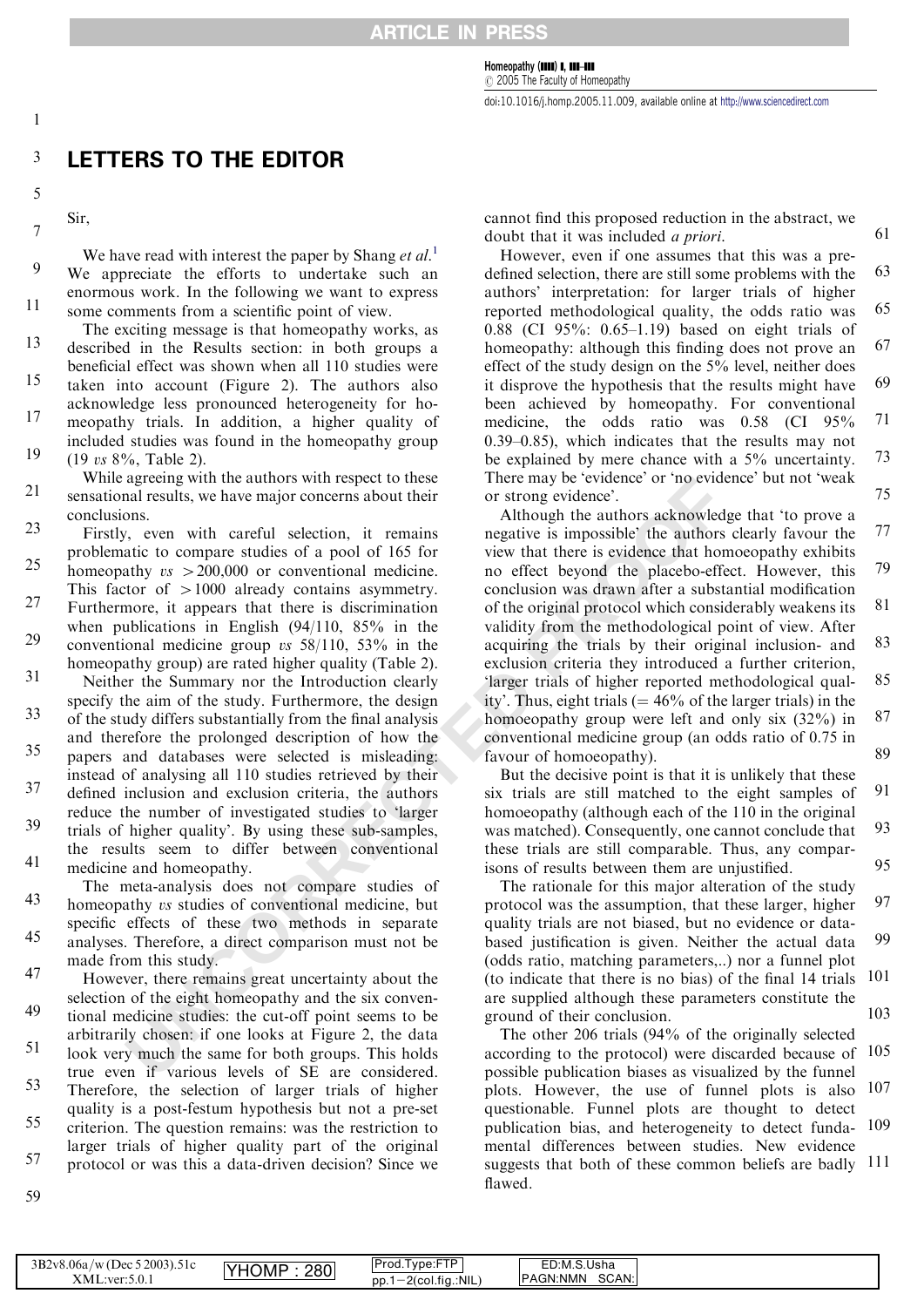# LETTERS TO THE EDITOR

Sir,

We have read with interest the paper by Shang *et al.*[1] We appreciate the efforts to undertake such an enormous work. In the following we want to express some comments from a scientific point of view.

The exciting message is that homeopathy works, as described in the Results section: in both groups a beneficial effect was shown when all 110 studies were taken into account (Figure 2). The authors also acknowledge less pronounced heterogeneity for homeopathy trials. In addition, a higher quality of included studies was found in the homeopathy group (19 *vs* 8%, Table 2).

While agreeing with the authors with respect to these sensational results, we have major concerns about their conclusions.

Firstly, even with careful selection, it remains problematic to compare studies of a pool of 165 for homeopathy *vs* >200,000 or conventional medicine. This factor of >1000 already contains asymmetry. Furthermore, it appears that there is discrimination when publications in English (94/110, 85% in the conventional medicine group *vs* 58/110, 53% in the homeopathy group) are rated higher quality (Table 2).

Neither the Summary nor the Introduction clearly specify the aim of the study. Furthermore, the design of the study differs substantially from the final analysis and therefore the prolonged description of how the papers and databases were selected is misleading: instead of analysing all 110 studies retrieved by their defined inclusion and exclusion criteria, the authors reduce the number of investigated studies to 'larger trials of higher quality'. By using these sub-samples, the results seem to differ between conventional medicine and homeopathy.

The meta-analysis does not compare studies of homeopathy *vs* studies of conventional medicine, but specific effects of these two methods in separate analyses. Therefore, a direct comparison must not be made from this study.

However, there remains great uncertainty about the selection of the eight homeopathy and the six conventional medicine studies: the cut-off point seems to be arbitrarily chosen: if one looks at Figure 2, the data look very much the same for both groups. This holds true even if various levels of SE are considered. Therefore, the selection of larger trials of higher quality is a post-festum hypothesis but not a pre-set criterion. The question remains: was the restriction to larger trials of higher quality part of the original protocol or was this a data-driven decision? Since we cannot find this proposed reduction in the abstract, we doubt that it was included *a priori*.

However, even if one assumes that this was a predefined selection, there are still some problems with the authors' interpretation: for larger trials of higher reported methodological quality, the odds ratio was 0.88 (CI 95%: 0.65–1.19) based on eight trials of homeopathy: although this finding does not prove an effect of the study design on the 5% level, neither does it disprove the hypothesis that the results might have been achieved by homeopathy. For conventional medicine, the odds ratio was 0.58 (CI 95% 0.39–0.85), which indicates that the results may not be explained by mere chance with a 5% uncertainty. There may be 'evidence' or 'no evidence' but not 'weak or strong evidence'.

Although the authors acknowledge that 'to prove a negative is impossible' the authors clearly favour the view that there is evidence that homoeopathy exhibits no effect beyond the placebo-effect. However, this conclusion was drawn after a substantial modification of the original protocol which considerably weakens its validity from the methodological point of view. After acquiring the trials by their original inclusion- and exclusion criteria they introduced a further criterion, 'larger trials of higher reported methodological quality'. Thus, eight trials (= 46% of the larger trials) in the homoeopathy group were left and only six (32%) in conventional medicine group (an odds ratio of 0.75 in favour of homoeopathy).

But the decisive point is that it is unlikely that these six trials are still matched to the eight samples of homoeopathy (although each of the 110 in the original was matched). Consequently, one cannot conclude that these trials are still comparable. Thus, any comparisons of results between them are unjustified.

The rationale for this major alteration of the study protocol was the assumption, that these larger, higher quality trials are not biased, but no evidence or data-based justification is given. Neither the actual data (odds ratio, matching parameters,..) nor a funnel plot (to indicate that there is no bias) of the final 14 trials are supplied although these parameters constitute the ground of their conclusion.

The other 206 trials (94% of the originally selected according to the protocol) were discarded because of possible publication biases as visualized by the funnel plots. However, the use of funnel plots is also questionable. Funnel plots are thought to detect publication bias, and heterogeneity to detect fundamental differences between studies. New evidence suggests that both of these common beliefs are badly flawed.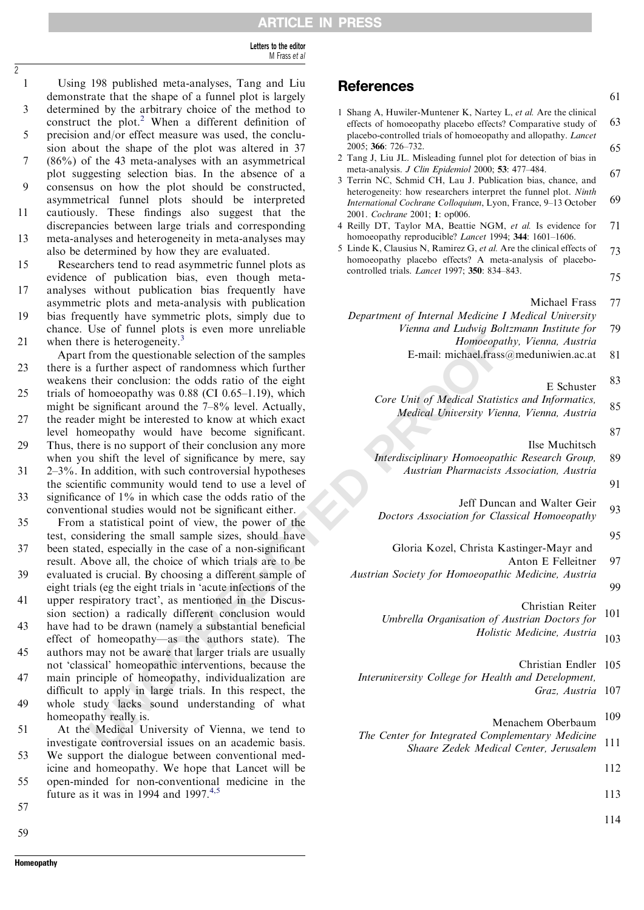Using 198 published meta-analyses, Tang and Liu demonstrate that the shape of a funnel plot is largely determined by the arbitrary choice of the method to construct the plot.[2] When a different definition of precision and/or effect measure was used, the conclusion about the shape of the plot was altered in 37 (86%) of the 43 meta-analyses with an asymmetrical plot suggesting selection bias. In the absence of a consensus on how the plot should be constructed, asymmetrical funnel plots should be interpreted cautiously. These findings also suggest that the discrepancies between large trials and corresponding meta-analyses and heterogeneity in meta-analyses may also be determined by how they are evaluated.

Researchers tend to read asymmetric funnel plots as evidence of publication bias, even though meta-analyses without publication bias frequently have asymmetric plots and meta-analysis with publication bias frequently have symmetric plots, simply due to chance. Use of funnel plots is even more unreliable when there is heterogeneity.[3]

Apart from the questionable selection of the samples there is a further aspect of randomness which further weakens their conclusion: the odds ratio of the eight trials of homoeopathy was 0.88 (CI 0.65–1.19), which might be significant around the 7–8% level. Actually, the reader might be interested to know at which exact level homoeopathy would have become significant. Thus, there is no support of their conclusion any more when you shift the level of significance by mere, say 2–3%. In addition, with such controversial hypotheses the scientific community would tend to use a level of significance of 1% in which case the odds ratio of the conventional studies would not be significant either.

From a statistical point of view, the power of the test, considering the small sample sizes, should have been stated, especially in the case of a non-significant result. Above all, the choice of which trials are to be evaluated is crucial. By choosing a different sample of eight trials (eg the eight trials in 'acute infections of the upper respiratory tract', as mentioned in the Discussion section) a radically different conclusion would have had to be drawn (namely a substantial beneficial effect of homoeopathy—as the authors state). The authors may not be aware that larger trials are usually not 'classical' homoeopathic interventions, because the main principle of homoeopathy, individualization are difficult to apply in large trials. In this respect, the whole study lacks sound understanding of what homoeopathy really is.

At the Medical University of Vienna, we tend to investigate controversial issues on an academic basis. We support the dialogue between conventional medicine and homoeopathy. We hope that Lancet will be open-minded for non-conventional medicine in the future as it was in 1994 and 1997.[4,5]

## References

1. Shang A, Huwiler-Muntener K, Nartey L, *et al.* Are the clinical effects of homoeopathy placebo effects? Comparative study of placebo-controlled trials of homoeopathy and allopathy. *Lancet* 2005; **366**: 726–732.
2. Tang J, Liu JL. Misleading funnel plot for detection of bias in meta-analysis. *J Clin Epidemiol* 2000; **53**: 477–484.
3. Terrin NC, Schmid CH, Lau J. Publication bias, chance, and heterogeneity: how researchers interpret the funnel plot. *Ninth International Cochrane Colloquium*, Lyon, France, 9–13 October 2001. *Cochrane* 2001; **1**: op006.
4. Reilly DT, Taylor MA, Beattie NGM, *et al.* Is evidence for homoeopathy reproducible? *Lancet* 1994; **344**: 1601–1606.
5. Linde K, Clausius N, Ramirez G, *et al.* Are the clinical effects of homoeopathy placebo effects? A meta-analysis of placebo-controlled trials. *Lancet* 1997; **350**: 834–843.

Michael Frass
*Department of Internal Medicine I Medical University Vienna and Ludwig Boltzmann Institute for Homoeopathy, Vienna, Austria*
E-mail: michael.frass@meduniwien.ac.at

E Schuster
*Core Unit of Medical Statistics and Informatics, Medical University Vienna, Vienna, Austria*

Ilse Muchitsch
*Interdisciplinary Homoeopathic Research Group, Austrian Pharmacists Association, Austria*

Jeff Duncan and Walter Geir
*Doctors Association for Classical Homoeopathy*

Gloria Kozel, Christa Kastinger-Mayr and Anton E Felleitner
*Austrian Society for Homoeopathic Medicine, Austria*

Christian Reiter
*Umbrella Organisation of Austrian Doctors for Holistic Medicine, Austria*

Christian Endler
*Interuniversity College for Health and Development, Graz, Austria*

Menachem Oberbaum
*The Center for Integrated Complementary Medicine Shaare Zedek Medical Center, Jerusalem*